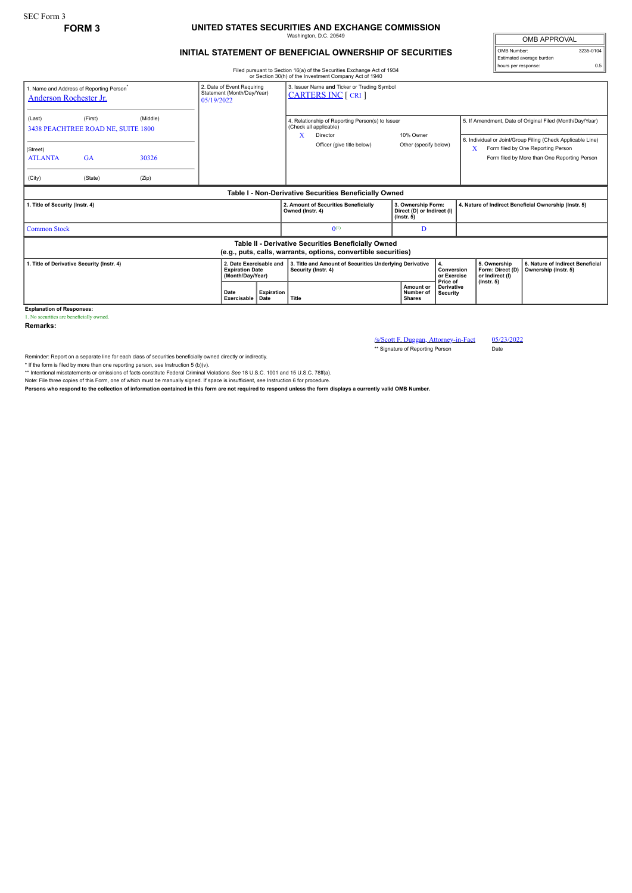SEC Form 3

**FORM 3**

# UNITED STATES SECURITIES AND EXCHANGE COMMISSION

Washington, D.C. 20549

## INITIAL STATEMENT OF BENEFICIAL OWNERSHIP OF SECURITIES

| OMB APPROVAL | |
|---|---|
| OMB Number: | 3235-0104 |
| Estimated average burden | |
| hours per response: | 0.5 |

Filed pursuant to Section 16(a) of the Securities Exchange Act of 1934 or Section 30(h) of the Investment Company Act of 1940

| 1. Name and Address of Reporting Person* | 2. Date of Event Requiring Statement (Month/Day/Year) | 3. Issuer Name and Ticker or Trading Symbol |
|---|---|---|
| Anderson Rochester Jr. | 05/19/2022 | CARTERS INC [ CRI ] |
| (Last) (First) (Middle) 3438 PEACHTREE ROAD NE, SUITE 1800 | | 4. Relationship of Reporting Person(s) to Issuer (Check all applicable) X Director; 10% Owner; Officer (give title below); Other (specify below) |
| (Street) ATLANTA GA 30326 | | 5. If Amendment, Date of Original Filed (Month/Day/Year) |
| (City) (State) (Zip) | | 6. Individual or Joint/Group Filing (Check Applicable Line) X Form filed by One Reporting Person; Form filed by More than One Reporting Person |

### Table I - Non-Derivative Securities Beneficially Owned

| 1. Title of Security (Instr. 4) | 2. Amount of Securities Beneficially Owned (Instr. 4) | 3. Ownership Form: Direct (D) or Indirect (I) (Instr. 5) | 4. Nature of Indirect Beneficial Ownership (Instr. 5) |
|---|---|---|---|
| Common Stock | 0[(1)] | D | |

### Table II - Derivative Securities Beneficially Owned (e.g., puts, calls, warrants, options, convertible securities)

| 1. Title of Derivative Security (Instr. 4) | 2. Date Exercisable and Expiration Date (Month/Day/Year) | | 3. Title and Amount of Securities Underlying Derivative Security (Instr. 4) | | 4. Conversion or Exercise Price of Derivative Security | 5. Ownership Form: Direct (D) or Indirect (I) (Instr. 5) | 6. Nature of Indirect Beneficial Ownership (Instr. 5) |
|---|---|---|---|---|---|---|---|
| | Date Exercisable | Expiration Date | Title | Amount or Number of Shares | | | |

**Explanation of Responses:**

1. No securities are beneficially owned.

**Remarks:**

/s/Scott F. Duggan, Attorney-in-Fact — 05/23/2022

** Signature of Reporting Person — Date

Reminder: Report on a separate line for each class of securities beneficially owned directly or indirectly.

* If the form is filed by more than one reporting person, *see* Instruction 5 (b)(v).

** Intentional misstatements or omissions of facts constitute Federal Criminal Violations *See* 18 U.S.C. 1001 and 15 U.S.C. 78ff(a).

Note: File three copies of this Form, one of which must be manually signed. If space is insufficient, *see* Instruction 6 for procedure.

**Persons who respond to the collection of information contained in this form are not required to respond unless the form displays a currently valid OMB Number.**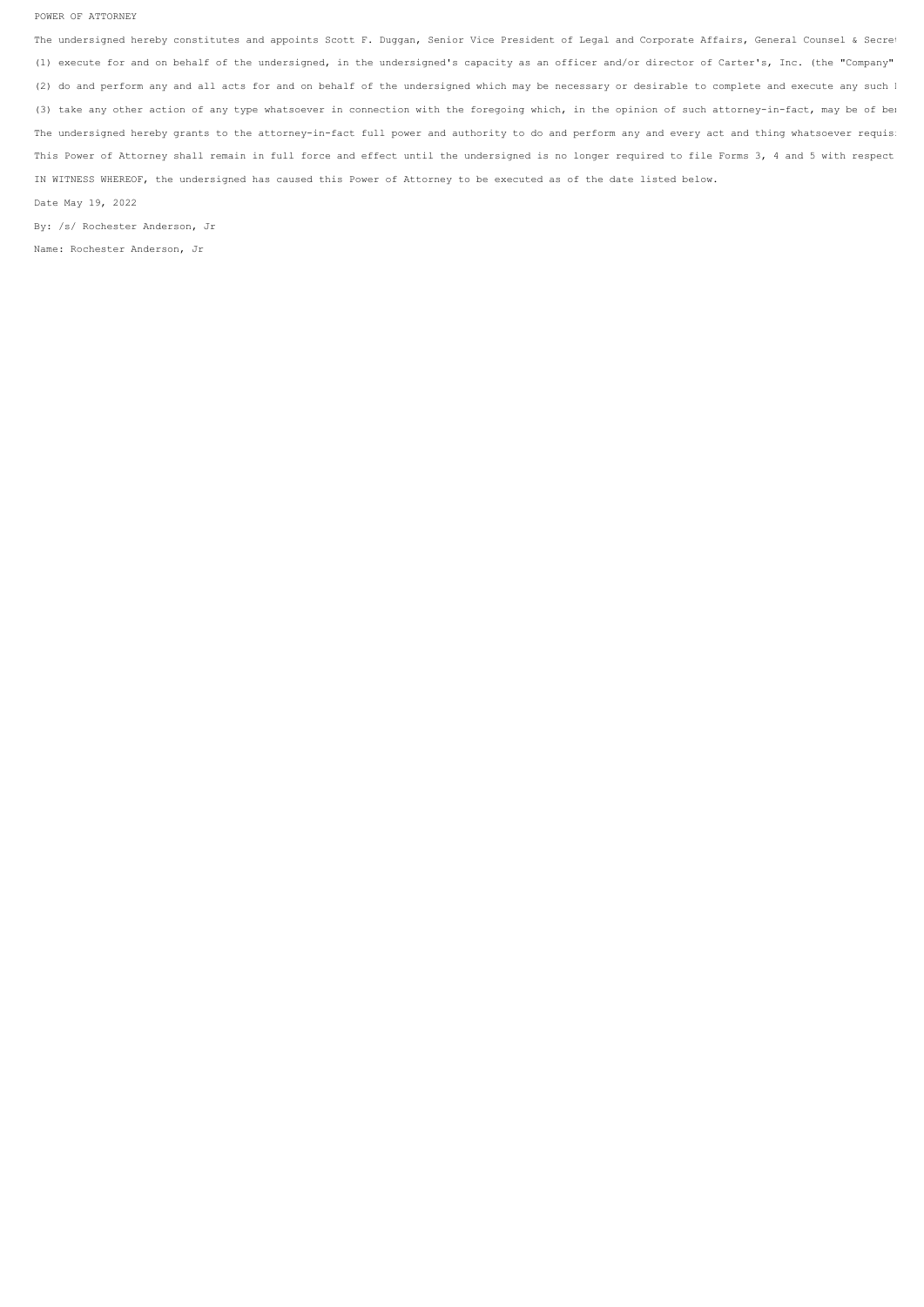POWER OF ATTORNEY

The undersigned hereby constitutes and appoints Scott F. Duggan, Senior Vice President of Legal and Corporate Affairs, General Counsel & Secre

(1) execute for and on behalf of the undersigned, in the undersigned's capacity as an officer and/or director of Carter's, Inc. (the "Company"

(2) do and perform any and all acts for and on behalf of the undersigned which may be necessary or desirable to complete and execute any such

(3) take any other action of any type whatsoever in connection with the foregoing which, in the opinion of such attorney-in-fact, may be of be

The undersigned hereby grants to the attorney-in-fact full power and authority to do and perform any and every act and thing whatsoever requis

This Power of Attorney shall remain in full force and effect until the undersigned is no longer required to file Forms 3, 4 and 5 with respect

IN WITNESS WHEREOF, the undersigned has caused this Power of Attorney to be executed as of the date listed below.

Date May 19, 2022

By: /s/ Rochester Anderson, Jr

Name: Rochester Anderson, Jr